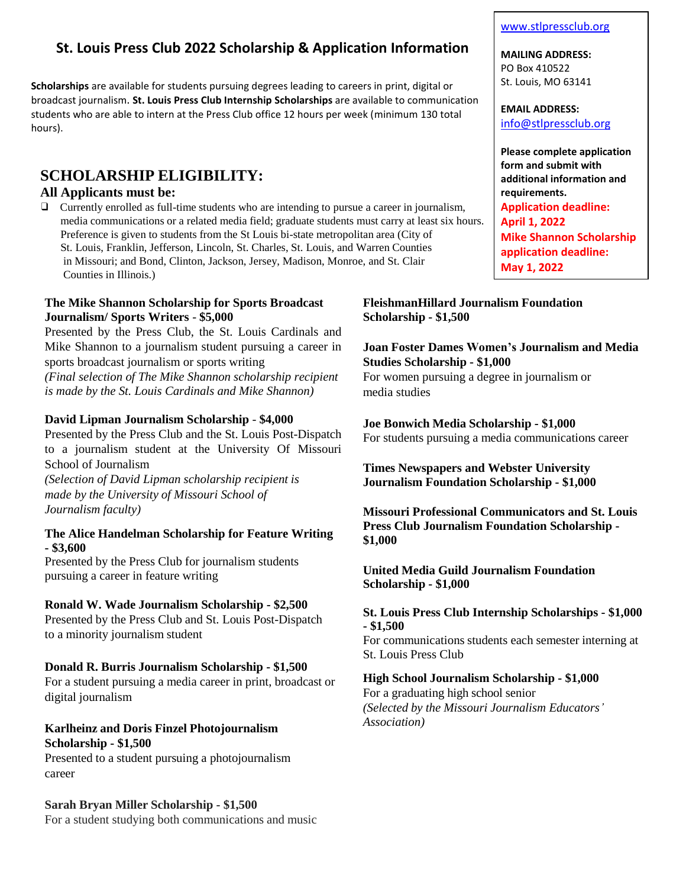# St. Louis Press Club 2022 Scholarship & Application Information

**Scholarships** are available for students pursuing degrees leading to careers in print, digital or broadcast journalism. **St. Louis Press Club Internship Scholarships** are available to communication students who are able to intern at the Press Club office 12 hours per week (minimum 130 total hours).

www.stlpressclub.org

**MAILING ADDRESS:**
PO Box 410522
St. Louis, MO 63141

**EMAIL ADDRESS:**
info@stlpressclub.org

**Please complete application form and submit with additional information and requirements.**
**Application deadline: April 1, 2022**
**Mike Shannon Scholarship application deadline: May 1, 2022**

## SCHOLARSHIP ELIGIBILITY:

### All Applicants must be:

- Currently enrolled as full-time students who are intending to pursue a career in journalism, media communications or a related media field; graduate students must carry at least six hours. Preference is given to students from the St Louis bi-state metropolitan area (City of St. Louis, Franklin, Jefferson, Lincoln, St. Charles, St. Louis, and Warren Counties in Missouri; and Bond, Clinton, Jackson, Jersey, Madison, Monroe, and St. Clair Counties in Illinois.)

**The Mike Shannon Scholarship for Sports Broadcast Journalism/ Sports Writers - $5,000**
Presented by the Press Club, the St. Louis Cardinals and Mike Shannon to a journalism student pursuing a career in sports broadcast journalism or sports writing
*(Final selection of The Mike Shannon scholarship recipient is made by the St. Louis Cardinals and Mike Shannon)*

**David Lipman Journalism Scholarship - $4,000**
Presented by the Press Club and the St. Louis Post-Dispatch to a journalism student at the University Of Missouri School of Journalism
*(Selection of David Lipman scholarship recipient is made by the University of Missouri School of Journalism faculty)*

**The Alice Handelman Scholarship for Feature Writing - $3,600**
Presented by the Press Club for journalism students pursuing a career in feature writing

**Ronald W. Wade Journalism Scholarship - $2,500**
Presented by the Press Club and St. Louis Post-Dispatch to a minority journalism student

**Donald R. Burris Journalism Scholarship - $1,500**
For a student pursuing a media career in print, broadcast or digital journalism

**Karlheinz and Doris Finzel Photojournalism Scholarship - $1,500**
Presented to a student pursuing a photojournalism career

**Sarah Bryan Miller Scholarship - $1,500**
For a student studying both communications and music

**FleishmanHillard Journalism Foundation Scholarship - $1,500**

**Joan Foster Dames Women's Journalism and Media Studies Scholarship - $1,000**
For women pursuing a degree in journalism or media studies

**Joe Bonwich Media Scholarship - $1,000**
For students pursuing a media communications career

**Times Newspapers and Webster University Journalism Foundation Scholarship - $1,000**

**Missouri Professional Communicators and St. Louis Press Club Journalism Foundation Scholarship - $1,000**

**United Media Guild Journalism Foundation Scholarship - $1,000**

**St. Louis Press Club Internship Scholarships - $1,000 - $1,500**
For communications students each semester interning at St. Louis Press Club

**High School Journalism Scholarship - $1,000**
For a graduating high school senior
*(Selected by the Missouri Journalism Educators' Association)*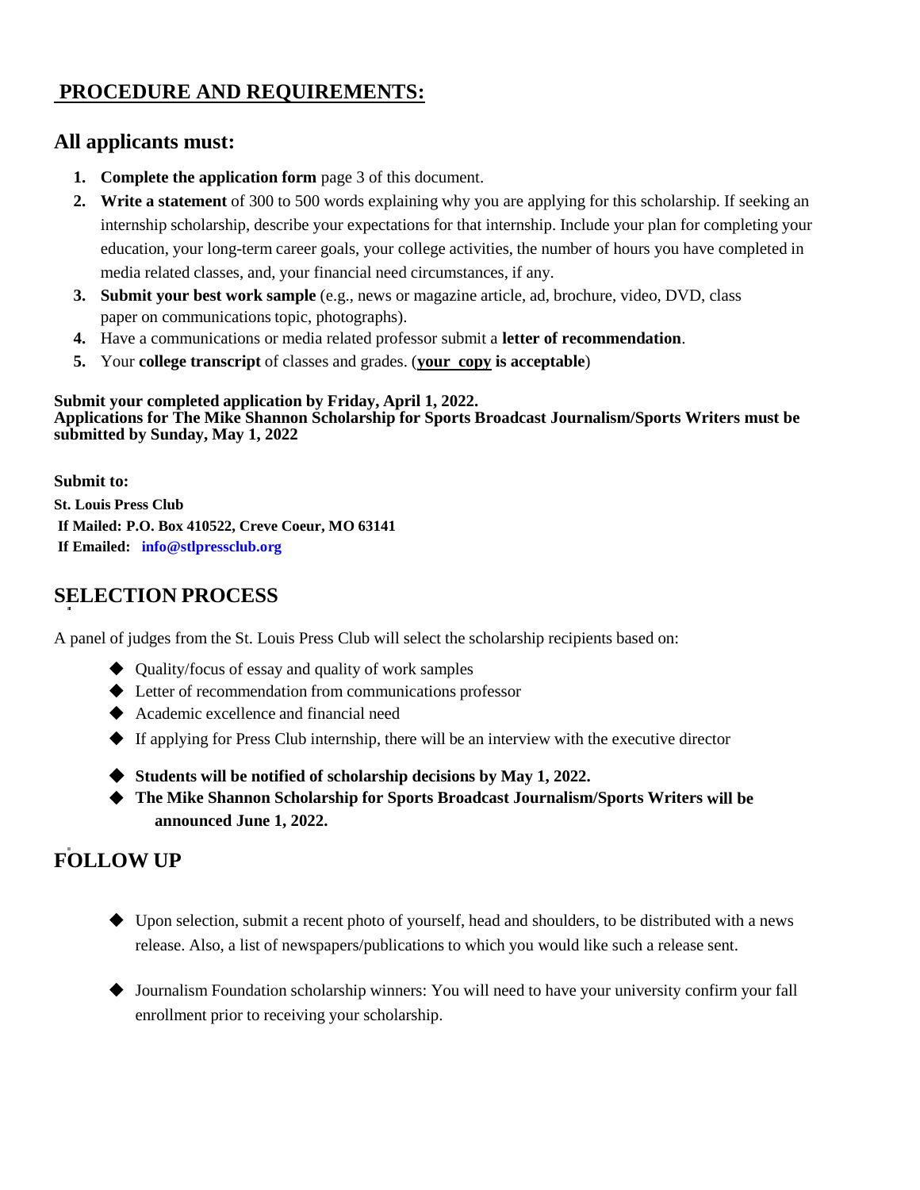## PROCEDURE AND REQUIREMENTS:

### All applicants must:

1. **Complete the application form** page 3 of this document.
2. **Write a statement** of 300 to 500 words explaining why you are applying for this scholarship. If seeking an internship scholarship, describe your expectations for that internship. Include your plan for completing your education, your long-term career goals, your college activities, the number of hours you have completed in media related classes, and, your financial need circumstances, if any.
3. **Submit your best work sample** (e.g., news or magazine article, ad, brochure, video, DVD, class paper on communications topic, photographs).
4. Have a communications or media related professor submit a **letter of recommendation**.
5. Your **college transcript** of classes and grades. (**your copy is acceptable**)

**Submit your completed application by Friday, April 1, 2022.**
**Applications for The Mike Shannon Scholarship for Sports Broadcast Journalism/Sports Writers must be submitted by Sunday, May 1, 2022**

**Submit to:**
**St. Louis Press Club**
**If Mailed: P.O. Box 410522, Creve Coeur, MO 63141**
**If Emailed: info@stlpressclub.org**

## SELECTION PROCESS

A panel of judges from the St. Louis Press Club will select the scholarship recipients based on:

- Quality/focus of essay and quality of work samples
- Letter of recommendation from communications professor
- Academic excellence and financial need
- If applying for Press Club internship, there will be an interview with the executive director
- **Students will be notified of scholarship decisions by May 1, 2022.**
- **The Mike Shannon Scholarship for Sports Broadcast Journalism/Sports Writers will be announced June 1, 2022.**

## FOLLOW UP

- Upon selection, submit a recent photo of yourself, head and shoulders, to be distributed with a news release. Also, a list of newspapers/publications to which you would like such a release sent.
- Journalism Foundation scholarship winners: You will need to have your university confirm your fall enrollment prior to receiving your scholarship.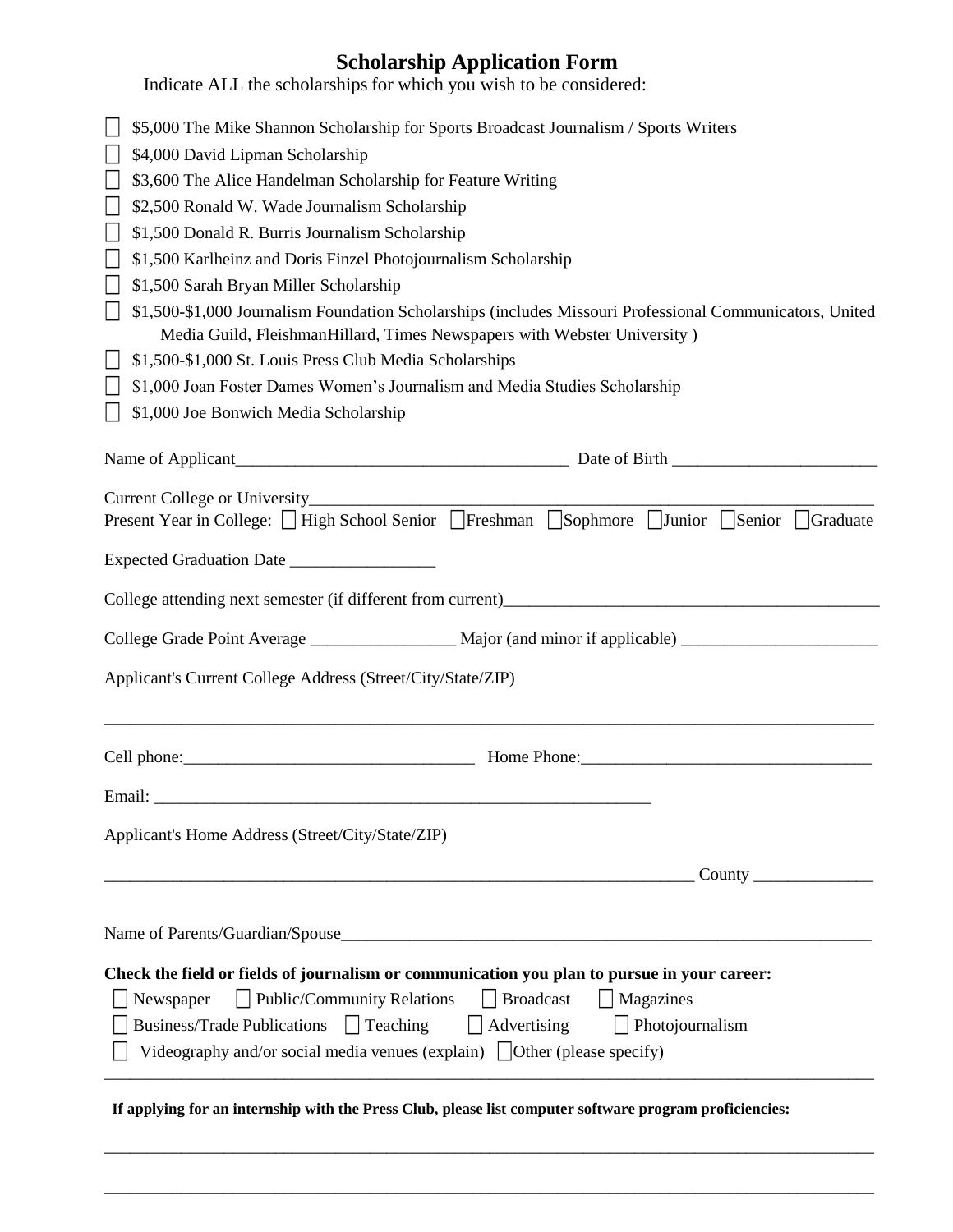# Scholarship Application Form

Indicate ALL the scholarships for which you wish to be considered:

- ☐ $5,000 The Mike Shannon Scholarship for Sports Broadcast Journalism / Sports Writers
- ☐ $4,000 David Lipman Scholarship
- ☐ $3,600 The Alice Handelman Scholarship for Feature Writing
- ☐ $2,500 Ronald W. Wade Journalism Scholarship
- ☐ $1,500 Donald R. Burris Journalism Scholarship
- ☐ $1,500 Karlheinz and Doris Finzel Photojournalism Scholarship
- ☐ $1,500 Sarah Bryan Miller Scholarship
- ☐ $1,500-$1,000 Journalism Foundation Scholarships (includes Missouri Professional Communicators, United Media Guild, FleishmanHillard, Times Newspapers with Webster University )
- ☐ $1,500-$1,000 St. Louis Press Club Media Scholarships
- ☐ $1,000 Joan Foster Dames Women's Journalism and Media Studies Scholarship
- ☐ $1,000 Joe Bonwich Media Scholarship

Name of Applicant______________________________________ Date of Birth ________________________

Current College or University_________________________________________________________________

Present Year in College: ☐ High School Senior ☐ Freshman ☐ Sophmore ☐ Junior ☐ Senior ☐ Graduate

Expected Graduation Date _________________

College attending next semester (if different from current)___________________________________________

College Grade Point Average _________________ Major (and minor if applicable) _______________________

Applicant's Current College Address (Street/City/State/ZIP)

_____________________________________________________________________________________________

Cell phone:__________________________________ Home Phone:__________________________________

Email: ____________________________________________________________

Applicant's Home Address (Street/City/State/ZIP)

_______________________________________________________________________ County ______________

Name of Parents/Guardian/Spouse______________________________________________________________

**Check the field or fields of journalism or communication you plan to pursue in your career:**

☐ Newspaper ☐ Public/Community Relations ☐ Broadcast ☐ Magazines

☐ Business/Trade Publications ☐ Teaching ☐ Advertising ☐ Photojournalism

☐ Videography and/or social media venues (explain) ☐ Other (please specify)

_____________________________________________________________________________________________

**If applying for an internship with the Press Club, please list computer software program proficiencies:**

_____________________________________________________________________________________________

_____________________________________________________________________________________________